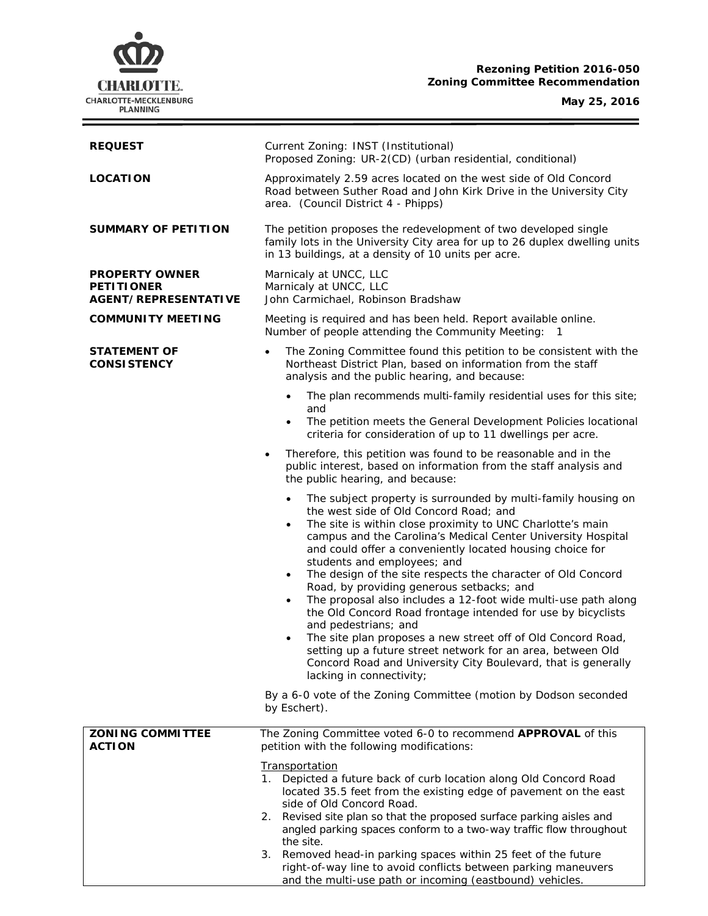**Rezoning Petition 2016-050**
**Zoning Committee Recommendation**

**May 25, 2016**

| | |
|---|---|
| **REQUEST** | Current Zoning: INST (Institutional)<br>Proposed Zoning: UR-2(CD) (urban residential, conditional) |
| **LOCATION** | Approximately 2.59 acres located on the west side of Old Concord Road between Suther Road and John Kirk Drive in the University City area. (Council District 4 - Phipps) |
| **SUMMARY OF PETITION** | The petition proposes the redevelopment of two developed single family lots in the University City area for up to 26 duplex dwelling units in 13 buildings, at a density of 10 units per acre. |
| **PROPERTY OWNER**<br>**PETITIONER**<br>**AGENT/REPRESENTATIVE** | Marnicaly at UNCC, LLC<br>Marnicaly at UNCC, LLC<br>John Carmichael, Robinson Bradshaw |
| **COMMUNITY MEETING** | Meeting is required and has been held. Report available online.<br>Number of people attending the Community Meeting: 1 |

**STATEMENT OF CONSISTENCY**

- The Zoning Committee found this petition to be consistent with the Northeast District Plan, based on information from the staff analysis and the public hearing, and because:
  - The plan recommends multi-family residential uses for this site; and
  - The petition meets the General Development Policies locational criteria for consideration of up to 11 dwellings per acre.
- Therefore, this petition was found to be reasonable and in the public interest, based on information from the staff analysis and the public hearing, and because:
  - The subject property is surrounded by multi-family housing on the west side of Old Concord Road; and
  - The site is within close proximity to UNC Charlotte's main campus and the Carolina's Medical Center University Hospital and could offer a conveniently located housing choice for students and employees; and
  - The design of the site respects the character of Old Concord Road, by providing generous setbacks; and
  - The proposal also includes a 12-foot wide multi-use path along the Old Concord Road frontage intended for use by bicyclists and pedestrians; and
  - The site plan proposes a new street off of Old Concord Road, setting up a future street network for an area, between Old Concord Road and University City Boulevard, that is generally lacking in connectivity;

By a 6-0 vote of the Zoning Committee (motion by Dodson seconded by Eschert).

**ZONING COMMITTEE ACTION**

The Zoning Committee voted 6-0 to recommend **APPROVAL** of this petition with the following modifications:

Transportation

1. Depicted a future back of curb location along Old Concord Road located 35.5 feet from the existing edge of pavement on the east side of Old Concord Road.
2. Revised site plan so that the proposed surface parking aisles and angled parking spaces conform to a two-way traffic flow throughout the site.
3. Removed head-in parking spaces within 25 feet of the future right-of-way line to avoid conflicts between parking maneuvers and the multi-use path or incoming (eastbound) vehicles.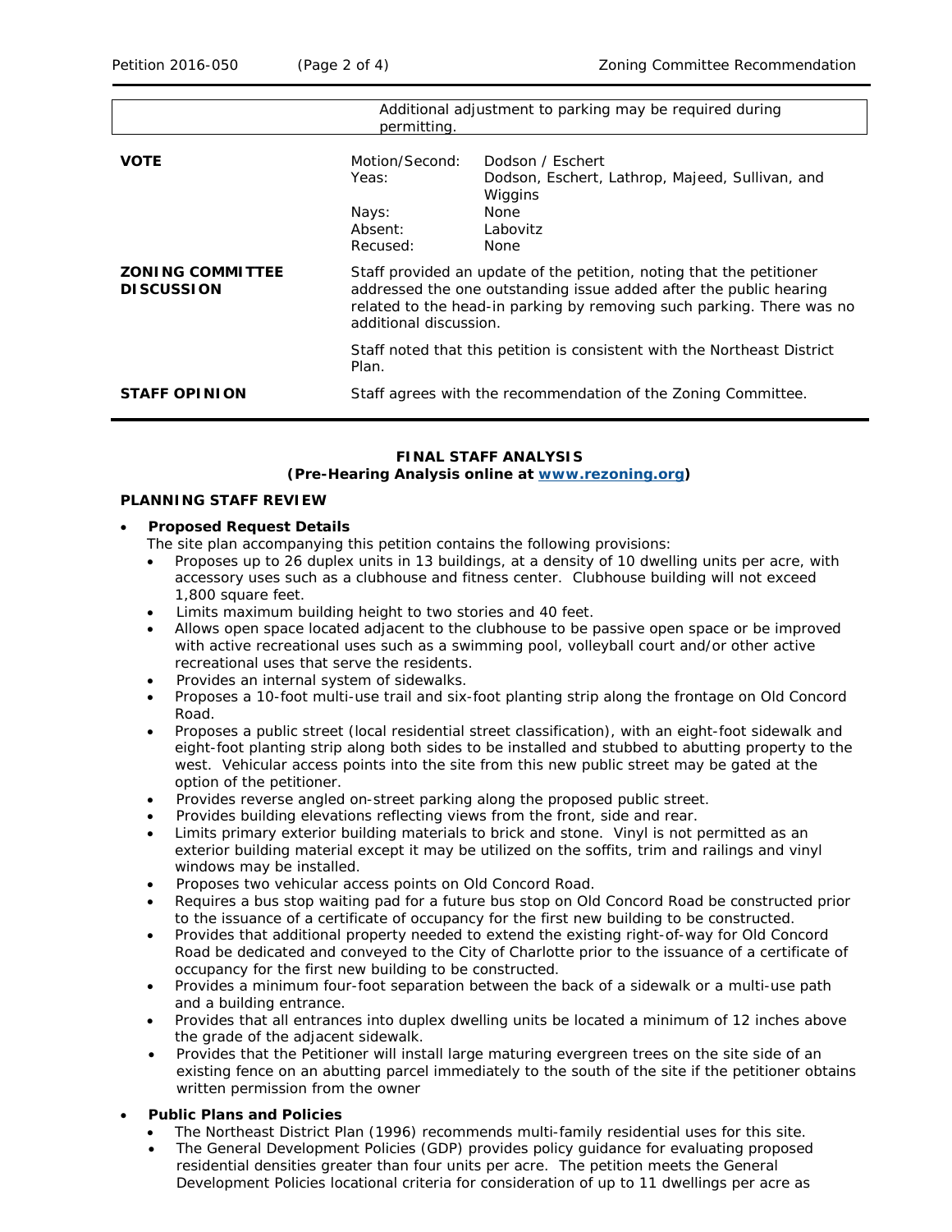| | Additional adjustment to parking may be required during permitting. |
|---|---|

| | | |
|---|---|---|
| **VOTE** | Motion/Second: | Dodson / Eschert |
| | Yeas: | Dodson, Eschert, Lathrop, Majeed, Sullivan, and Wiggins |
| | Nays: | None |
| | Absent: | Labovitz |
| | Recused: | None |

**ZONING COMMITTEE DISCUSSION**

Staff provided an update of the petition, noting that the petitioner addressed the one outstanding issue added after the public hearing related to the head-in parking by removing such parking. There was no additional discussion.

Staff noted that this petition is consistent with the Northeast District Plan.

**STAFF OPINION**

Staff agrees with the recommendation of the Zoning Committee.

**FINAL STAFF ANALYSIS**
**(Pre-Hearing Analysis online at www.rezoning.org)**

**PLANNING STAFF REVIEW**

- **Proposed Request Details**
  The site plan accompanying this petition contains the following provisions:
  - Proposes up to 26 duplex units in 13 buildings, at a density of 10 dwelling units per acre, with accessory uses such as a clubhouse and fitness center. Clubhouse building will not exceed 1,800 square feet.
  - Limits maximum building height to two stories and 40 feet.
  - Allows open space located adjacent to the clubhouse to be passive open space or be improved with active recreational uses such as a swimming pool, volleyball court and/or other active recreational uses that serve the residents.
  - Provides an internal system of sidewalks.
  - Proposes a 10-foot multi-use trail and six-foot planting strip along the frontage on Old Concord Road.
  - Proposes a public street (local residential street classification), with an eight-foot sidewalk and eight-foot planting strip along both sides to be installed and stubbed to abutting property to the west. Vehicular access points into the site from this new public street may be gated at the option of the petitioner.
  - Provides reverse angled on-street parking along the proposed public street.
  - Provides building elevations reflecting views from the front, side and rear.
  - Limits primary exterior building materials to brick and stone. Vinyl is not permitted as an exterior building material except it may be utilized on the soffits, trim and railings and vinyl windows may be installed.
  - Proposes two vehicular access points on Old Concord Road.
  - Requires a bus stop waiting pad for a future bus stop on Old Concord Road be constructed prior to the issuance of a certificate of occupancy for the first new building to be constructed.
  - Provides that additional property needed to extend the existing right-of-way for Old Concord Road be dedicated and conveyed to the City of Charlotte prior to the issuance of a certificate of occupancy for the first new building to be constructed.
  - Provides a minimum four-foot separation between the back of a sidewalk or a multi-use path and a building entrance.
  - Provides that all entrances into duplex dwelling units be located a minimum of 12 inches above the grade of the adjacent sidewalk.
  - Provides that the Petitioner will install large maturing evergreen trees on the site side of an existing fence on an abutting parcel immediately to the south of the site if the petitioner obtains written permission from the owner

- **Public Plans and Policies**
  - The Northeast District Plan (1996) recommends multi-family residential uses for this site.
  - The General Development Policies (GDP) provides policy guidance for evaluating proposed residential densities greater than four units per acre. The petition meets the General Development Policies locational criteria for consideration of up to 11 dwellings per acre as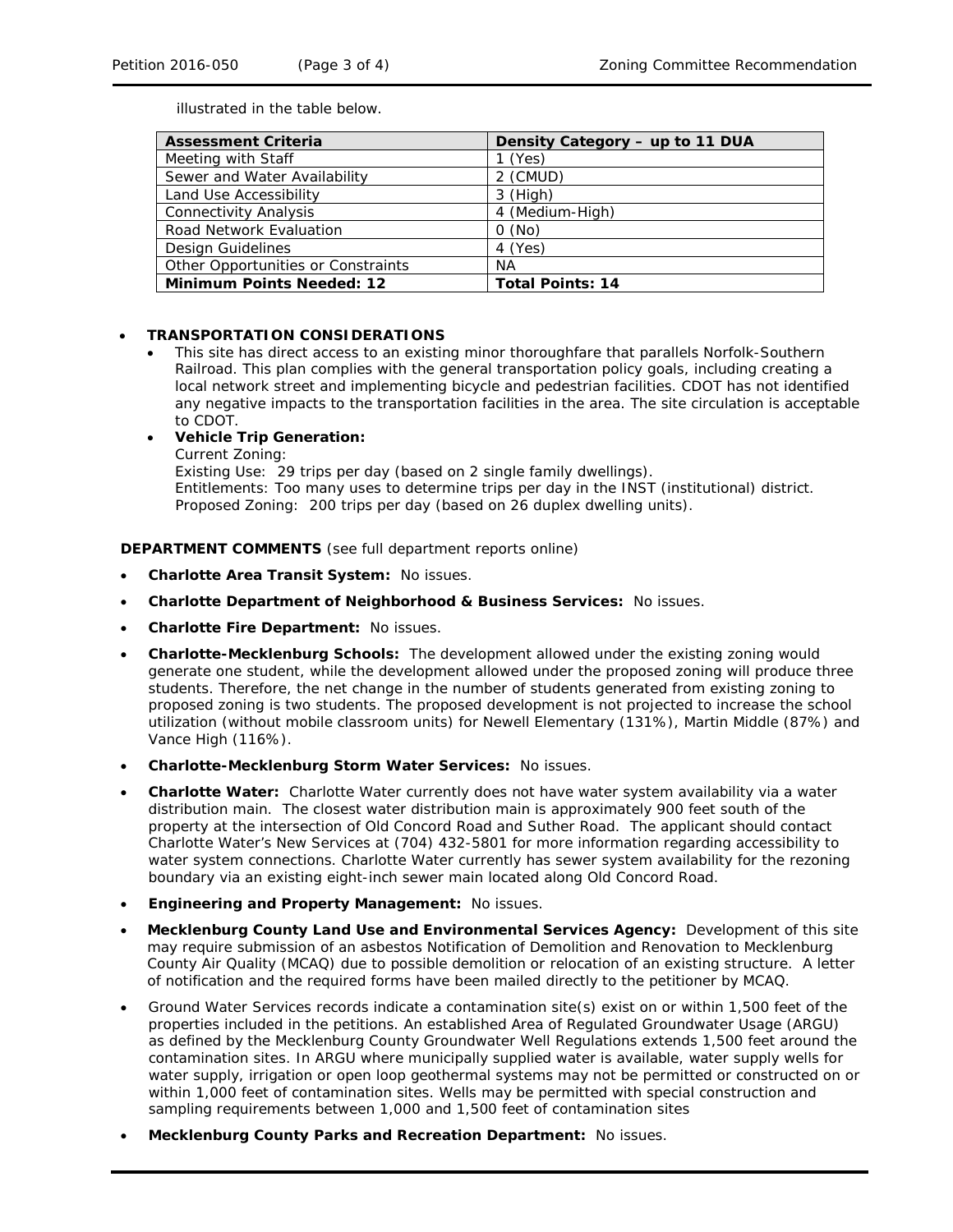illustrated in the table below.

| Assessment Criteria | Density Category – up to 11 DUA |
|---|---|
| Meeting with Staff | 1 (Yes) |
| Sewer and Water Availability | 2 (CMUD) |
| Land Use Accessibility | 3 (High) |
| Connectivity Analysis | 4 (Medium-High) |
| Road Network Evaluation | 0 (No) |
| Design Guidelines | 4 (Yes) |
| Other Opportunities or Constraints | NA |
| **Minimum Points Needed: 12** | **Total Points: 14** |

- **TRANSPORTATION CONSIDERATIONS**
  - This site has direct access to an existing minor thoroughfare that parallels Norfolk-Southern Railroad. This plan complies with the general transportation policy goals, including creating a local network street and implementing bicycle and pedestrian facilities. CDOT has not identified any negative impacts to the transportation facilities in the area. The site circulation is acceptable to CDOT.
  - **Vehicle Trip Generation:**
    Current Zoning:
    Existing Use: 29 trips per day (based on 2 single family dwellings).
    Entitlements: Too many uses to determine trips per day in the INST (institutional) district.
    Proposed Zoning: 200 trips per day (based on 26 duplex dwelling units).

**DEPARTMENT COMMENTS** (see full department reports online)

- **Charlotte Area Transit System:** No issues.
- **Charlotte Department of Neighborhood & Business Services:** No issues.
- **Charlotte Fire Department:** No issues.
- **Charlotte-Mecklenburg Schools:** The development allowed under the existing zoning would generate one student, while the development allowed under the proposed zoning will produce three students. Therefore, the net change in the number of students generated from existing zoning to proposed zoning is two students. The proposed development is not projected to increase the school utilization (without mobile classroom units) for Newell Elementary (131%), Martin Middle (87%) and Vance High (116%).
- **Charlotte-Mecklenburg Storm Water Services:** No issues.
- **Charlotte Water:** Charlotte Water currently does not have water system availability via a water distribution main. The closest water distribution main is approximately 900 feet south of the property at the intersection of Old Concord Road and Suther Road. The applicant should contact Charlotte Water's New Services at (704) 432-5801 for more information regarding accessibility to water system connections. Charlotte Water currently has sewer system availability for the rezoning boundary via an existing eight-inch sewer main located along Old Concord Road.
- **Engineering and Property Management:** No issues.
- **Mecklenburg County Land Use and Environmental Services Agency:** Development of this site may require submission of an asbestos Notification of Demolition and Renovation to Mecklenburg County Air Quality (MCAQ) due to possible demolition or relocation of an existing structure. A letter of notification and the required forms have been mailed directly to the petitioner by MCAQ.
- Ground Water Services records indicate a contamination site(s) exist on or within 1,500 feet of the properties included in the petitions. An established Area of Regulated Groundwater Usage (ARGU) as defined by the Mecklenburg County Groundwater Well Regulations extends 1,500 feet around the contamination sites. In ARGU where municipally supplied water is available, water supply wells for water supply, irrigation or open loop geothermal systems may not be permitted or constructed on or within 1,000 feet of contamination sites. Wells may be permitted with special construction and sampling requirements between 1,000 and 1,500 feet of contamination sites
- **Mecklenburg County Parks and Recreation Department:** No issues.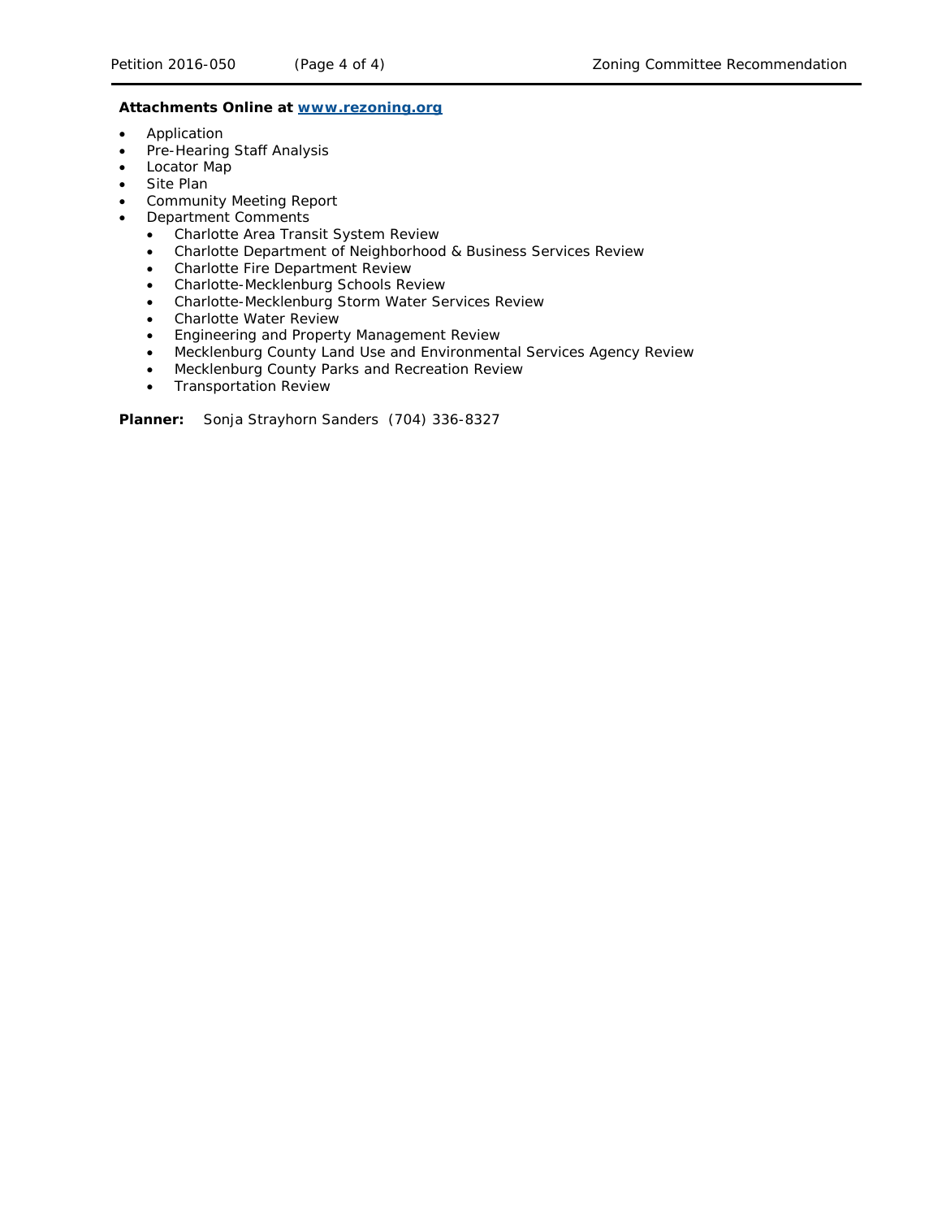**Attachments Online at [www.rezoning.org](www.rezoning.org)**

- Application
- Pre-Hearing Staff Analysis
- Locator Map
- Site Plan
- Community Meeting Report
- Department Comments
  - Charlotte Area Transit System Review
  - Charlotte Department of Neighborhood & Business Services Review
  - Charlotte Fire Department Review
  - Charlotte-Mecklenburg Schools Review
  - Charlotte-Mecklenburg Storm Water Services Review
  - Charlotte Water Review
  - Engineering and Property Management Review
  - Mecklenburg County Land Use and Environmental Services Agency Review
  - Mecklenburg County Parks and Recreation Review
  - Transportation Review

**Planner:** Sonja Strayhorn Sanders (704) 336-8327